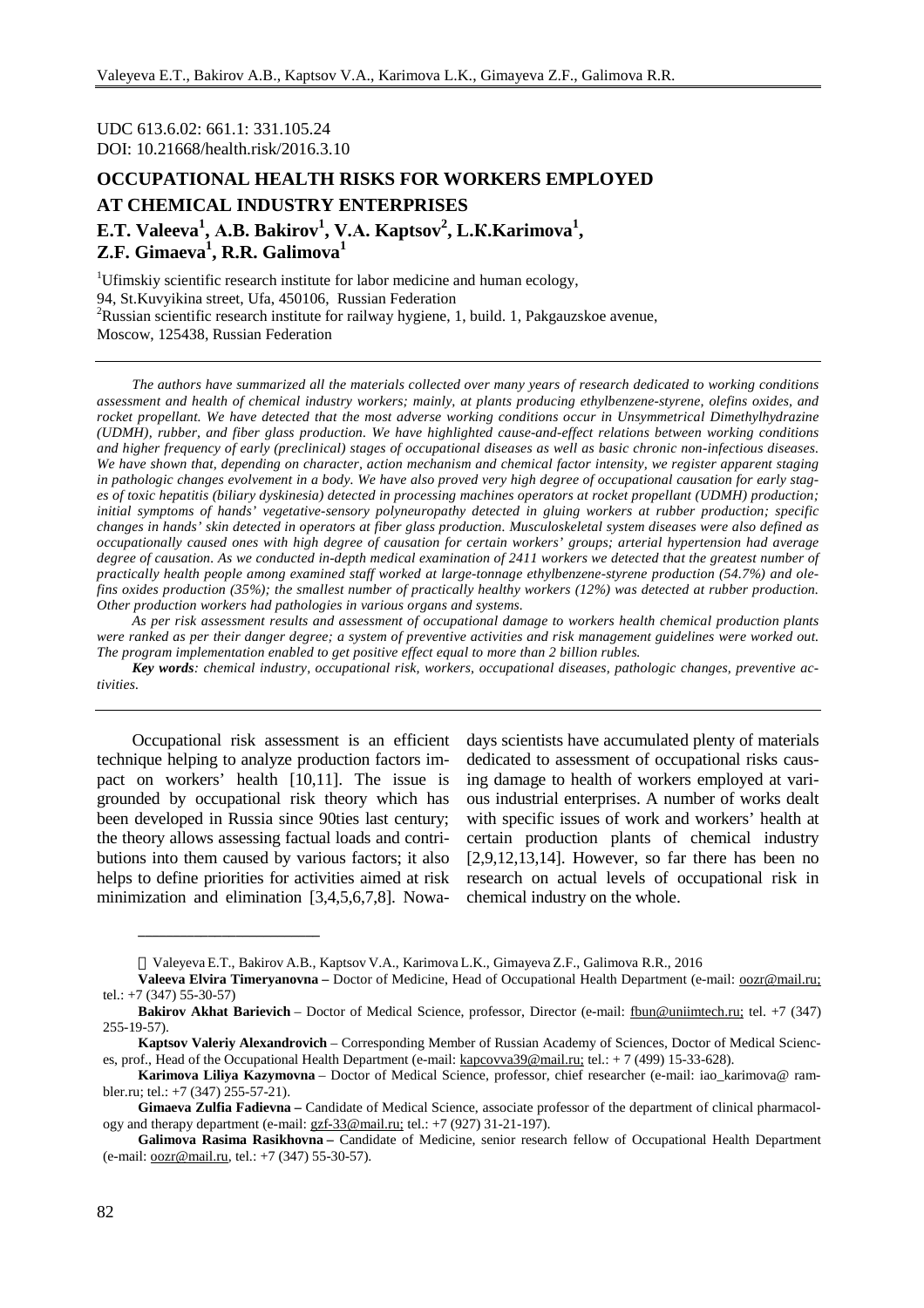UDC 613.6.02: 661.1: 331.105.24
DOI: 10.21668/health.risk/2016.3.10

# OCCUPATIONAL HEALTH RISKS FOR WORKERS EMPLOYED AT CHEMICAL INDUSTRY ENTERPRISES

**E.T. Valeeva[1], A.B. Bakirov[1], V.A. Kaptsov[2], L.K.Karimova[1], Z.F. Gimaeva[1], R.R. Galimova[1]**

[1]Ufimskiy scientific research institute for labor medicine and human ecology, 94, St.Kuvyikina street, Ufa, 450106, Russian Federation
[2]Russian scientific research institute for railway hygiene, 1, build. 1, Pakgauzskoe avenue, Moscow, 125438, Russian Federation

*The authors have summarized all the materials collected over many years of research dedicated to working conditions assessment and health of chemical industry workers; mainly, at plants producing ethylbenzene-styrene, olefins oxides, and rocket propellant. We have detected that the most adverse working conditions occur in Unsymmetrical Dimethylhydrazine (UDMH), rubber, and fiber glass production. We have highlighted cause-and-effect relations between working conditions and higher frequency of early (preclinical) stages of occupational diseases as well as basic chronic non-infectious diseases. We have shown that, depending on character, action mechanism and chemical factor intensity, we register apparent staging in pathologic changes evolvement in a body. We have also proved very high degree of occupational causation for early stages of toxic hepatitis (biliary dyskinesia) detected in processing machines operators at rocket propellant (UDMH) production; initial symptoms of hands' vegetative-sensory polyneuropathy detected in gluing workers at rubber production; specific changes in hands' skin detected in operators at fiber glass production. Musculoskeletal system diseases were also defined as occupationally caused ones with high degree of causation for certain workers' groups; arterial hypertension had average degree of causation. As we conducted in-depth medical examination of 2411 workers we detected that the greatest number of practically health people among examined staff worked at large-tonnage ethylbenzene-styrene production (54.7%) and olefins oxides production (35%); the smallest number of practically healthy workers (12%) was detected at rubber production. Other production workers had pathologies in various organs and systems.*

*As per risk assessment results and assessment of occupational damage to workers health chemical production plants were ranked as per their danger degree; a system of preventive activities and risk management guidelines were worked out. The program implementation enabled to get positive effect equal to more than 2 billion rubles.*

***Key words****: chemical industry, occupational risk, workers, occupational diseases, pathologic changes, preventive activities.*

---

Occupational risk assessment is an efficient technique helping to analyze production factors impact on workers' health [10,11]. The issue is grounded by occupational risk theory which has been developed in Russia since 90ties last century; the theory allows assessing factual loads and contributions into them caused by various factors; it also helps to define priorities for activities aimed at risk minimization and elimination [3,4,5,6,7,8]. Nowadays scientists have accumulated plenty of materials dedicated to assessment of occupational risks causing damage to health of workers employed at various industrial enterprises. A number of works dealt with specific issues of work and workers' health at certain production plants of chemical industry [2,9,12,13,14]. However, so far there has been no research on actual levels of occupational risk in chemical industry on the whole.

---

© Valeyeva E.T., Bakirov A.B., Kaptsov V.A., Karimova L.K., Gimayeva Z.F., Galimova R.R., 2016

**Valeeva Elvira Timeryanovna –** Doctor of Medicine, Head of Occupational Health Department (e-mail: oozr@mail.ru; tel.: +7 (347) 55-30-57)

**Bakirov Akhat Barievich** – Doctor of Medical Science, professor, Director (e-mail: fbun@uniimtech.ru; tel. +7 (347) 255-19-57).

**Kaptsov Valeriy Alexandrovich** – Corresponding Member of Russian Academy of Sciences, Doctor of Medical Sciences, prof., Head of the Occupational Health Department (e-mail: kapcovva39@mail.ru; tel.: + 7 (499) 15-33-628).

**Karimova Liliya Kazymovna** – Doctor of Medical Science, professor, chief researcher (e-mail: iao_karimova@ rambler.ru; tel.: +7 (347) 255-57-21).

**Gimaeva Zulfia Fadievna –** Candidate of Medical Science, associate professor of the department of clinical pharmacology and therapy department (e-mail: gzf-33@mail.ru; tel.: +7 (927) 31-21-197).

**Galimova Rasima Rasikhovna –** Candidate of Medicine, senior research fellow of Occupational Health Department (e-mail: oozr@mail.ru, tel.: +7 (347) 55-30-57).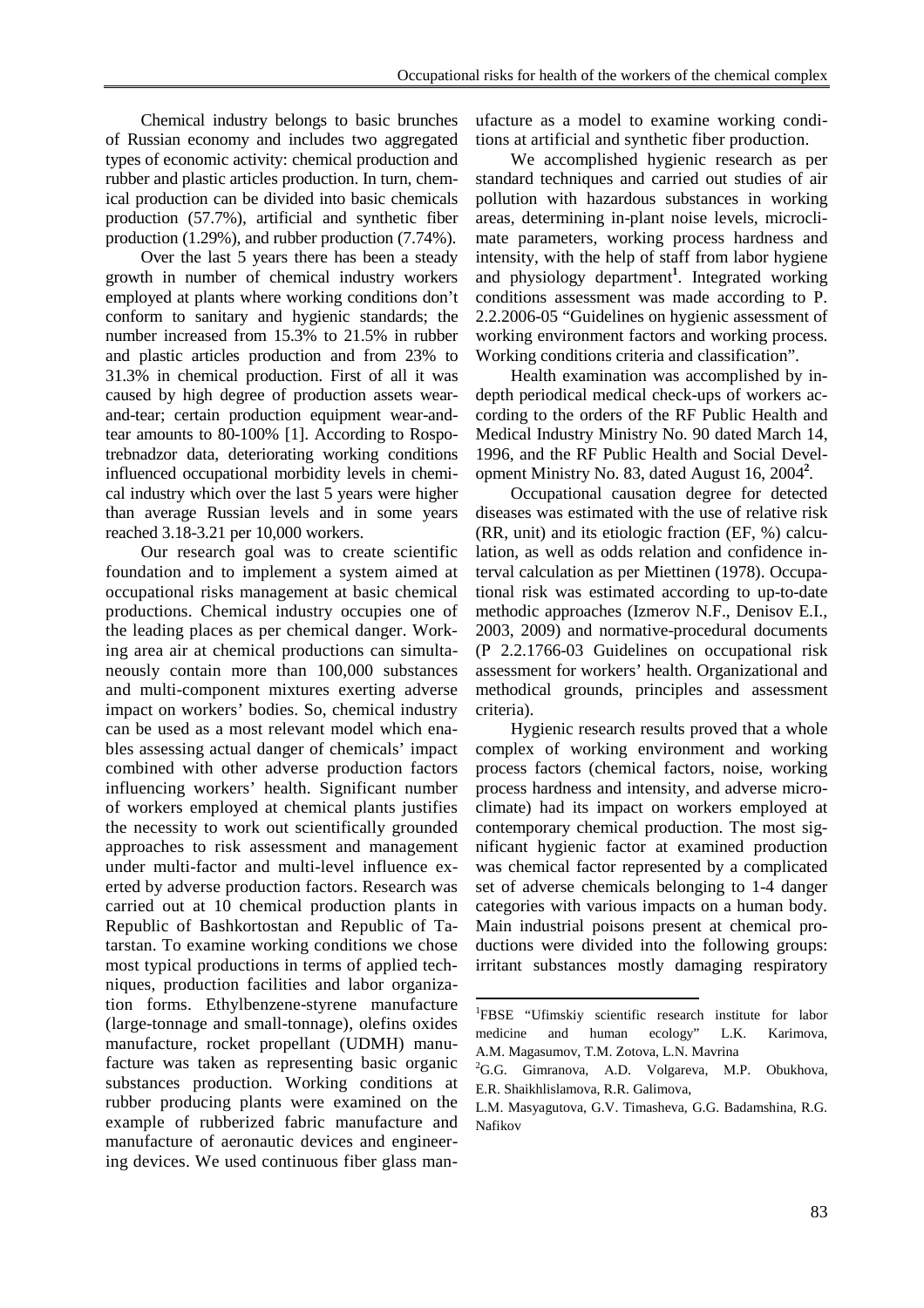Chemical industry belongs to basic brunches of Russian economy and includes two aggregated types of economic activity: chemical production and rubber and plastic articles production. In turn, chemical production can be divided into basic chemicals production (57.7%), artificial and synthetic fiber production (1.29%), and rubber production (7.74%).

Over the last 5 years there has been a steady growth in number of chemical industry workers employed at plants where working conditions don't conform to sanitary and hygienic standards; the number increased from 15.3% to 21.5% in rubber and plastic articles production and from 23% to 31.3% in chemical production. First of all it was caused by high degree of production assets wear-and-tear; certain production equipment wear-and-tear amounts to 80-100% [1]. According to Rospotrebnadzor data, deteriorating working conditions influenced occupational morbidity levels in chemical industry which over the last 5 years were higher than average Russian levels and in some years reached 3.18-3.21 per 10,000 workers.

Our research goal was to create scientific foundation and to implement a system aimed at occupational risks management at basic chemical productions. Chemical industry occupies one of the leading places as per chemical danger. Working area air at chemical productions can simultaneously contain more than 100,000 substances and multi-component mixtures exerting adverse impact on workers' bodies. So, chemical industry can be used as a most relevant model which enables assessing actual danger of chemicals' impact combined with other adverse production factors influencing workers' health. Significant number of workers employed at chemical plants justifies the necessity to work out scientifically grounded approaches to risk assessment and management under multi-factor and multi-level influence exerted by adverse production factors. Research was carried out at 10 chemical production plants in Republic of Bashkortostan and Republic of Tatarstan. To examine working conditions we chose most typical productions in terms of applied techniques, production facilities and labor organization forms. Ethylbenzene-styrene manufacture (large-tonnage and small-tonnage), olefins oxides manufacture, rocket propellant (UDMH) manufacture was taken as representing basic organic substances production. Working conditions at rubber producing plants were examined on the example of rubberized fabric manufacture and manufacture of aeronautic devices and engineering devices. We used continuous fiber glass manufacture as a model to examine working conditions at artificial and synthetic fiber production.

We accomplished hygienic research as per standard techniques and carried out studies of air pollution with hazardous substances in working areas, determining in-plant noise levels, microclimate parameters, working process hardness and intensity, with the help of staff from labor hygiene and physiology department[1]. Integrated working conditions assessment was made according to P. 2.2.2006-05 "Guidelines on hygienic assessment of working environment factors and working process. Working conditions criteria and classification".

Health examination was accomplished by in-depth periodical medical check-ups of workers according to the orders of the RF Public Health and Medical Industry Ministry No. 90 dated March 14, 1996, and the RF Public Health and Social Development Ministry No. 83, dated August 16, 2004[2].

Occupational causation degree for detected diseases was estimated with the use of relative risk (RR, unit) and its etiologic fraction (EF, %) calculation, as well as odds relation and confidence interval calculation as per Miettinen (1978). Occupational risk was estimated according to up-to-date methodic approaches (Izmerov N.F., Denisov E.I., 2003, 2009) and normative-procedural documents (P 2.2.1766-03 Guidelines on occupational risk assessment for workers' health. Organizational and methodical grounds, principles and assessment criteria).

Hygienic research results proved that a whole complex of working environment and working process factors (chemical factors, noise, working process hardness and intensity, and adverse microclimate) had its impact on workers employed at contemporary chemical production. The most significant hygienic factor at examined production was chemical factor represented by a complicated set of adverse chemicals belonging to 1-4 danger categories with various impacts on a human body. Main industrial poisons present at chemical productions were divided into the following groups: irritant substances mostly damaging respiratory

---

[1]FBSE "Ufimskiy scientific research institute for labor medicine and human ecology" L.K. Karimova, A.M. Magasumov, T.M. Zotova, L.N. Mavrina

[2]G.G. Gimranova, A.D. Volgareva, M.P. Obukhova, E.R. Shaikhlislamova, R.R. Galimova, L.M. Masyagutova, G.V. Timasheva, G.G. Badamshina, R.G. Nafikov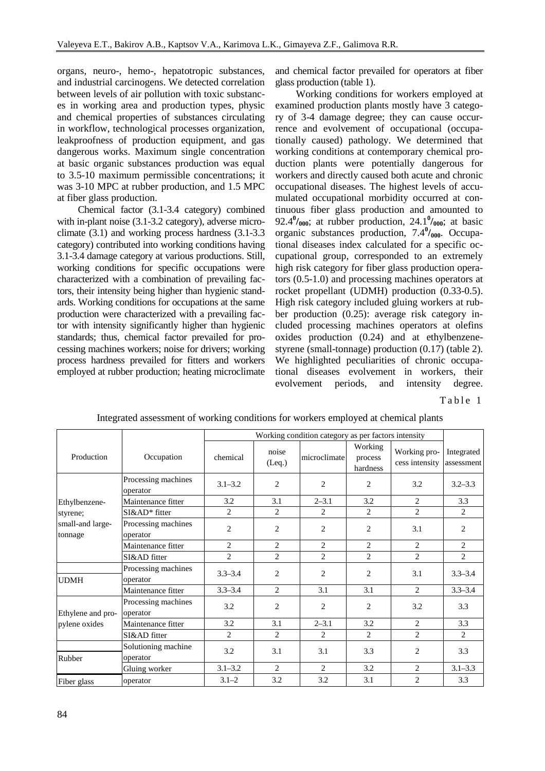organs, neuro-, hemo-, hepatotropic substances, and industrial carcinogens. We detected correlation between levels of air pollution with toxic substances in working area and production types, physic and chemical properties of substances circulating in workflow, technological processes organization, leakproofness of production equipment, and gas dangerous works. Maximum single concentration at basic organic substances production was equal to 3.5-10 maximum permissible concentrations; it was 3-10 MPC at rubber production, and 1.5 MPC at fiber glass production.

Chemical factor (3.1-3.4 category) combined with in-plant noise (3.1-3.2 category), adverse microclimate (3.1) and working process hardness (3.1-3.3 category) contributed into working conditions having 3.1-3.4 damage category at various productions. Still, working conditions for specific occupations were characterized with a combination of prevailing factors, their intensity being higher than hygienic standards. Working conditions for occupations at the same production were characterized with a prevailing factor with intensity significantly higher than hygienic standards; thus, chemical factor prevailed for processing machines workers; noise for drivers; working process hardness prevailed for fitters and workers employed at rubber production; heating microclimate and chemical factor prevailed for operators at fiber glass production (table 1).

Working conditions for workers employed at examined production plants mostly have 3 category of 3-4 damage degree; they can cause occurrence and evolvement of occupational (occupationally caused) pathology. We determined that working conditions at contemporary chemical production plants were potentially dangerous for workers and directly caused both acute and chronic occupational diseases. The highest levels of accumulated occupational morbidity occurred at continuous fiber glass production and amounted to $92.4^{0}/_{000}$; at rubber production, $24.1^{0}/_{000}$; at basic organic substances production, $7.4^{0}/_{000}$. Occupational diseases index calculated for a specific occupational group, corresponded to an extremely high risk category for fiber glass production operators (0.5-1.0) and processing machines operators at rocket propellant (UDMH) production (0.33-0.5). High risk category included gluing workers at rubber production (0.25): average risk category included processing machines operators at olefins oxides production (0.24) and at ethylbenzene-styrene (small-tonnage) production (0.17) (table 2). We highlighted peculiarities of chronic occupational diseases evolvement in workers, their evolvement periods, and intensity degree.

Table 1

Integrated assessment of working conditions for workers employed at chemical plants

| Production | Occupation | Working condition category as per factors intensity | | | | | Integrated assessment |
|---|---|---|---|---|---|---|---|
| | | chemical | noise (Leq.) | microclimate | Working process hardness | Working process intensity | |
| Ethylbenzene-styrene; small-and large-tonnage | Processing machines operator | 3.1–3.2 | 2 | 2 | 2 | 3.2 | 3.2–3.3 |
| | Maintenance fitter | 3.2 | 3.1 | 2–3.1 | 3.2 | 2 | 3.3 |
| | SI&AD* fitter | 2 | 2 | 2 | 2 | 2 | 2 |
| | Processing machines operator | 2 | 2 | 2 | 2 | 3.1 | 2 |
| | Maintenance fitter | 2 | 2 | 2 | 2 | 2 | 2 |
| | SI&AD fitter | 2 | 2 | 2 | 2 | 2 | 2 |
| UDMH | Processing machines operator | 3.3–3.4 | 2 | 2 | 2 | 3.1 | 3.3–3.4 |
| | Maintenance fitter | 3.3–3.4 | 2 | 3.1 | 3.1 | 2 | 3.3–3.4 |
| Ethylene and propylene oxides | Processing machines operator | 3.2 | 2 | 2 | 2 | 3.2 | 3.3 |
| | Maintenance fitter | 3.2 | 3.1 | 2–3.1 | 3.2 | 2 | 3.3 |
| | SI&AD fitter | 2 | 2 | 2 | 2 | 2 | 2 |
| Rubber | Solutioning machine operator | 3.2 | 3.1 | 3.1 | 3.3 | 2 | 3.3 |
| | Gluing worker | 3.1–3.2 | 2 | 2 | 3.2 | 2 | 3.1–3.3 |
| Fiber glass | operator | 3.1–2 | 3.2 | 3.2 | 3.1 | 2 | 3.3 |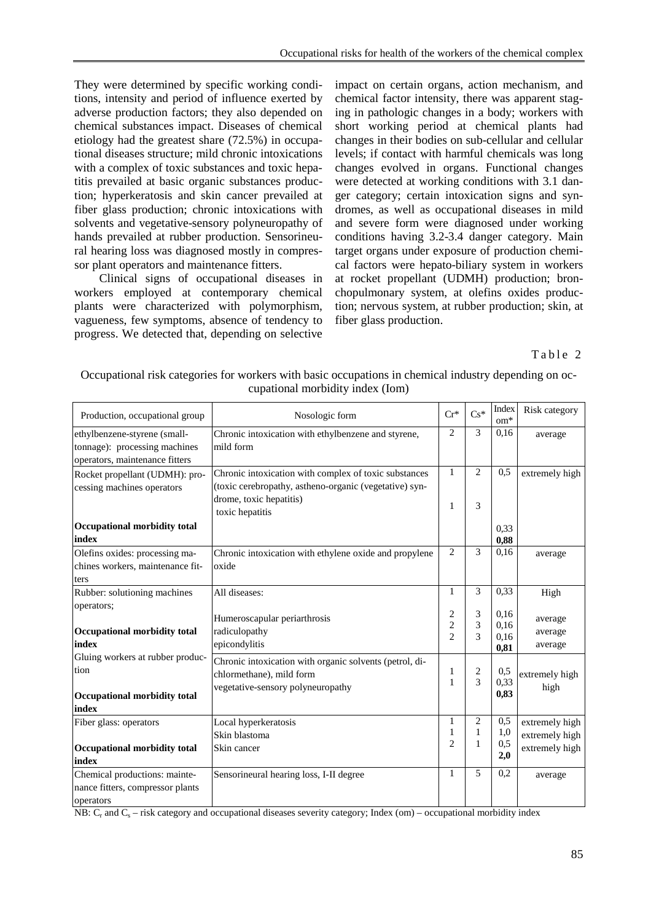They were determined by specific working conditions, intensity and period of influence exerted by adverse production factors; they also depended on chemical substances impact. Diseases of chemical etiology had the greatest share (72.5%) in occupational diseases structure; mild chronic intoxications with a complex of toxic substances and toxic hepatitis prevailed at basic organic substances production; hyperkeratosis and skin cancer prevailed at fiber glass production; chronic intoxications with solvents and vegetative-sensory polyneuropathy of hands prevailed at rubber production. Sensorineural hearing loss was diagnosed mostly in compressor plant operators and maintenance fitters.

Clinical signs of occupational diseases in workers employed at contemporary chemical plants were characterized with polymorphism, vagueness, few symptoms, absence of tendency to progress. We detected that, depending on selective impact on certain organs, action mechanism, and chemical factor intensity, there was apparent staging in pathologic changes in a body; workers with short working period at chemical plants had changes in their bodies on sub-cellular and cellular levels; if contact with harmful chemicals was long changes evolved in organs. Functional changes were detected at working conditions with 3.1 danger category; certain intoxication signs and syndromes, as well as occupational diseases in mild and severe form were diagnosed under working conditions having 3.2-3.4 danger category. Main target organs under exposure of production chemical factors were hepato-biliary system in workers at rocket propellant (UDMH) production; bronchopulmonary system, at olefins oxides production; nervous system, at rubber production; skin, at fiber glass production.

Table 2

Occupational risk categories for workers with basic occupations in chemical industry depending on occupational morbidity index (Iom)

| Production, occupational group | Nosologic form | Cr* | Cs* | Index om* | Risk category |
|---|---|---|---|---|---|
| ethylbenzene-styrene (small-tonnage): processing machines operators, maintenance fitters | Chronic intoxication with ethylbenzene and styrene, mild form | 2 | 3 | 0,16 | average |
| Rocket propellant (UDMH): processing machines operators | Chronic intoxication with complex of toxic substances (toxic cerebropathy, astheno-organic (vegetative) syndrome, toxic hepatitis) | 1 | 2 | 0,5 | extremely high |
| | toxic hepatitis | 1 | 3 | 0,33 | |
| **Occupational morbidity total index** | | | | **0,88** | |
| Olefins oxides: processing machines workers, maintenance fitters | Chronic intoxication with ethylene oxide and propylene oxide | 2 | 3 | 0,16 | average |
| Rubber: solutioning machines operators; | All diseases: | 1 | 3 | 0,33 | High |
| | Humeroscapular periarthrosis | 2 | 3 | 0,16 | average |
| | radiculopathy | 2 | 3 | 0,16 | average |
| | epicondylitis | 2 | 3 | 0,16 | average |
| **Occupational morbidity total index** | | | | **0,81** | |
| Gluing workers at rubber production | Chronic intoxication with organic solvents (petrol, dichlormethane), mild form | 1 | 2 | 0,5 | extremely high |
| | vegetative-sensory polyneuropathy | 1 | 3 | 0,33 | high |
| **Occupational morbidity total index** | | | | **0,83** | |
| Fiber glass: operators | Local hyperkeratosis | 1 | 2 | 0,5 | extremely high |
| | Skin blastoma | 1 | 1 | 1,0 | extremely high |
| | Skin cancer | 2 | 1 | 0,5 | extremely high |
| **Occupational morbidity total index** | | | | **2,0** | |
| Chemical productions: maintenance fitters, compressor plants operators | Sensorineural hearing loss, I-II degree | 1 | 5 | 0,2 | average |

NB: $C_r$ and $C_s$ – risk category and occupational diseases severity category; Index (om) – occupational morbidity index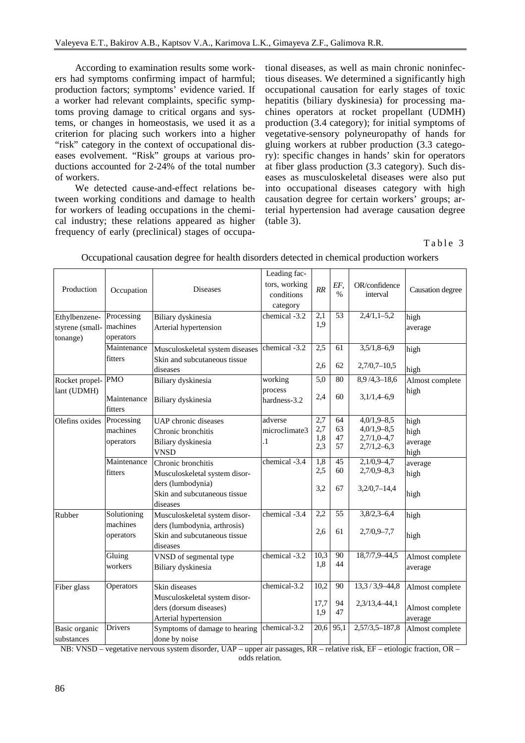According to examination results some workers had symptoms confirming impact of harmful; production factors; symptoms' evidence varied. If a worker had relevant complaints, specific symptoms proving damage to critical organs and systems, or changes in homeostasis, we used it as a criterion for placing such workers into a higher "risk" category in the context of occupational diseases evolvement. "Risk" groups at various productions accounted for 2-24% of the total number of workers.

We detected cause-and-effect relations between working conditions and damage to health for workers of leading occupations in the chemical industry; these relations appeared as higher frequency of early (preclinical) stages of occupational diseases, as well as main chronic noninfectious diseases. We determined a significantly high occupational causation for early stages of toxic hepatitis (biliary dyskinesia) for processing machines operators at rocket propellant (UDMH) production (3.4 category); for initial symptoms of vegetative-sensory polyneuropathy of hands for gluing workers at rubber production (3.3 category): specific changes in hands' skin for operators at fiber glass production (3.3 category). Such diseases as musculoskeletal diseases were also put into occupational diseases category with high causation degree for certain workers' groups; arterial hypertension had average causation degree (table 3).

Table 3

Occupational causation degree for health disorders detected in chemical production workers

| Production | Occupation | Diseases | Leading factors, working conditions category | RR | EF, % | OR/confidence interval | Causation degree |
|---|---|---|---|---|---|---|---|
| Ethylbenzene-styrene (smalltonange) | Processing machines operators | Biliary dyskinesia<br>Arterial hypertension | chemical -3.2 | 2,1<br>1,9 | 53 | 2,4/1,1–5,2 | high<br>average |
| | Maintenance fitters | Musculoskeletal system diseases<br>Skin and subcutaneous tissue diseases | chemical -3.2 | 2,5<br>2,6 | 61<br>62 | 3,5/1,8–6,9<br>2,7/0,7–10,5 | high<br>high |
| Rocket propellant (UDMH) | PMO | Biliary dyskinesia | working process hardness-3.2 | 5,0 | 80 | 8,9 /4,3–18,6 | Almost complete high |
| | Maintenance fitters | Biliary dyskinesia | | 2,4 | 60 | 3,1/1,4–6,9 | |
| Olefins oxides | Processing machines operators | UAP chronic diseases<br>Chronic bronchitis<br>Biliary dyskinesia<br>VNSD | adverse microclimate3.1 | 2,7<br>2,7<br>1,8<br>2,3 | 64<br>63<br>47<br>57 | 4,0/1,9–8,5<br>4,0/1,9–8,5<br>2,7/1,0–4,7<br>2,7/1,2–6,3 | high<br>high<br>average<br>high |
| | Maintenance fitters | Chronic bronchitis<br>Musculoskeletal system disorders (lumbodynia)<br>Skin and subcutaneous tissue diseases | chemical -3.4 | 1,8<br>2,5<br>3,2 | 45<br>60<br>67 | 2,1/0,9–4,7<br>2,7/0,9–8,3<br>3,2/0,7–14,4 | average<br>high<br>high |
| Rubber | Solutioning machines operators | Musculoskeletal system disorders (lumbodynia, arthrosis)<br>Skin and subcutaneous tissue diseases | chemical -3.4 | 2,2<br>2,6 | 55<br>61 | 3,8/2,3–6,4<br>2,7/0,9–7,7 | high<br>high |
| | Gluing workers | VNSD of segmental type<br>Biliary dyskinesia | chemical -3.2 | 10,3<br>1,8 | 90<br>44 | 18,7/7,9–44,5 | Almost complete<br>average |
| Fiber glass | Operators | Skin diseases<br>Musculoskeletal system disorders (dorsum diseases)<br>Arterial hypertension | chemical-3.2 | 10,2<br>17,7<br>1,9 | 90<br>94<br>47 | 13,3 / 3,9–44,8<br>2,3/13,4–44,1 | Almost complete<br>Almost complete<br>average |
| Basic organic substances | Drivers | Symptoms of damage to hearing done by noise | chemical-3.2 | 20,6 | 95,1 | 2,57/3,5–187,8 | Almost complete |

NB: VNSD – vegetative nervous system disorder, UAP – upper air passages, RR – relative risk, EF – etiologic fraction, OR – odds relation.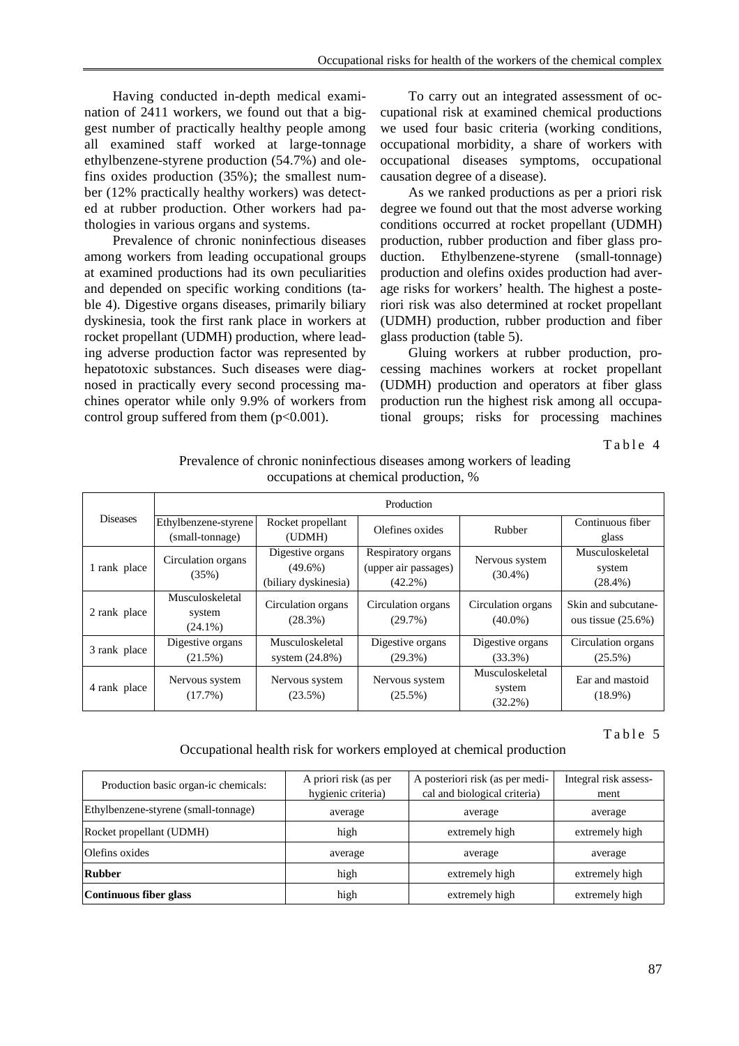Having conducted in-depth medical examination of 2411 workers, we found out that a biggest number of practically healthy people among all examined staff worked at large-tonnage ethylbenzene-styrene production (54.7%) and olefins oxides production (35%); the smallest number (12% practically healthy workers) was detected at rubber production. Other workers had pathologies in various organs and systems.

Prevalence of chronic noninfectious diseases among workers from leading occupational groups at examined productions had its own peculiarities and depended on specific working conditions (table 4). Digestive organs diseases, primarily biliary dyskinesia, took the first rank place in workers at rocket propellant (UDMH) production, where leading adverse production factor was represented by hepatotoxic substances. Such diseases were diagnosed in practically every second processing machines operator while only 9.9% of workers from control group suffered from them ($p<0.001$).

To carry out an integrated assessment of occupational risk at examined chemical productions we used four basic criteria (working conditions, occupational morbidity, a share of workers with occupational diseases symptoms, occupational causation degree of a disease).

As we ranked productions as per a priori risk degree we found out that the most adverse working conditions occurred at rocket propellant (UDMH) production, rubber production and fiber glass production. Ethylbenzene-styrene (small-tonnage) production and olefins oxides production had average risks for workers' health. The highest a posteriori risk was also determined at rocket propellant (UDMH) production, rubber production and fiber glass production (table 5).

Gluing workers at rubber production, processing machines workers at rocket propellant (UDMH) production and operators at fiber glass production run the highest risk among all occupational groups; risks for processing machines

Table 4

Prevalence of chronic noninfectious diseases among workers of leading occupations at chemical production, %

| Diseases | Production | | | | |
|---|---|---|---|---|---|
| | Ethylbenzene-styrene (small-tonnage) | Rocket propellant (UDMH) | Olefines oxides | Rubber | Continuous fiber glass |
| 1 rank place | Circulation organs (35%) | Digestive organs (49.6%) (biliary dyskinesia) | Respiratory organs (upper air passages) (42.2%) | Nervous system (30.4%) | Musculoskeletal system (28.4%) |
| 2 rank place | Musculoskeletal system (24.1%) | Circulation organs (28.3%) | Circulation organs (29.7%) | Circulation organs (40.0%) | Skin and subcutaneous tissue (25.6%) |
| 3 rank place | Digestive organs (21.5%) | Musculoskeletal system (24.8%) | Digestive organs (29.3%) | Digestive organs (33.3%) | Circulation organs (25.5%) |
| 4 rank place | Nervous system (17.7%) | Nervous system (23.5%) | Nervous system (25.5%) | Musculoskeletal system (32.2%) | Ear and mastoid (18.9%) |

Table 5

Occupational health risk for workers employed at chemical production

| Production basic organ-ic chemicals: | A priori risk (as per hygienic criteria) | A posteriori risk (as per medical and biological criteria) | Integral risk assessment |
|---|---|---|---|
| Ethylbenzene-styrene (small-tonnage) | average | average | average |
| Rocket propellant (UDMH) | high | extremely high | extremely high |
| Olefins oxides | average | average | average |
| **Rubber** | high | extremely high | extremely high |
| **Continuous fiber glass** | high | extremely high | extremely high |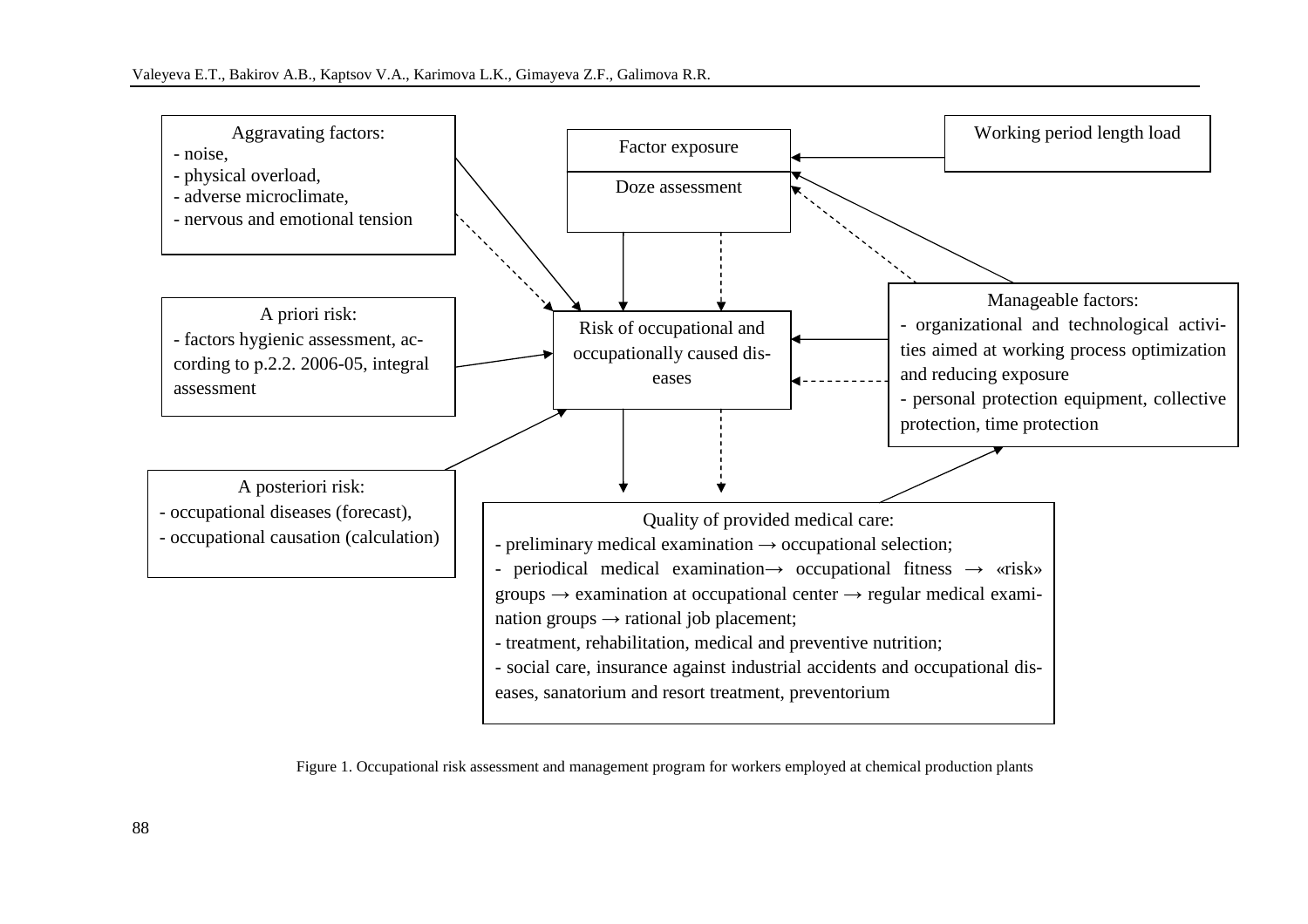Aggravating factors:
- noise,
- physical overload,
- adverse microclimate,
- nervous and emotional tension

Factor exposure

Doze assessment

Working period length load

A priori risk:
- factors hygienic assessment, according to p.2.2. 2006-05, integral assessment

Risk of occupational and occupationally caused diseases

Manageable factors:
- organizational and technological activities aimed at working process optimization and reducing exposure
- personal protection equipment, collective protection, time protection

A posteriori risk:
- occupational diseases (forecast),
- occupational causation (calculation)

Quality of provided medical care:
- preliminary medical examination → occupational selection;
- periodical medical examination→ occupational fitness → «risk» groups → examination at occupational center → regular medical examination groups → rational job placement;
- treatment, rehabilitation, medical and preventive nutrition;
- social care, insurance against industrial accidents and occupational diseases, sanatorium and resort treatment, preventorium

Figure 1. Occupational risk assessment and management program for workers employed at chemical production plants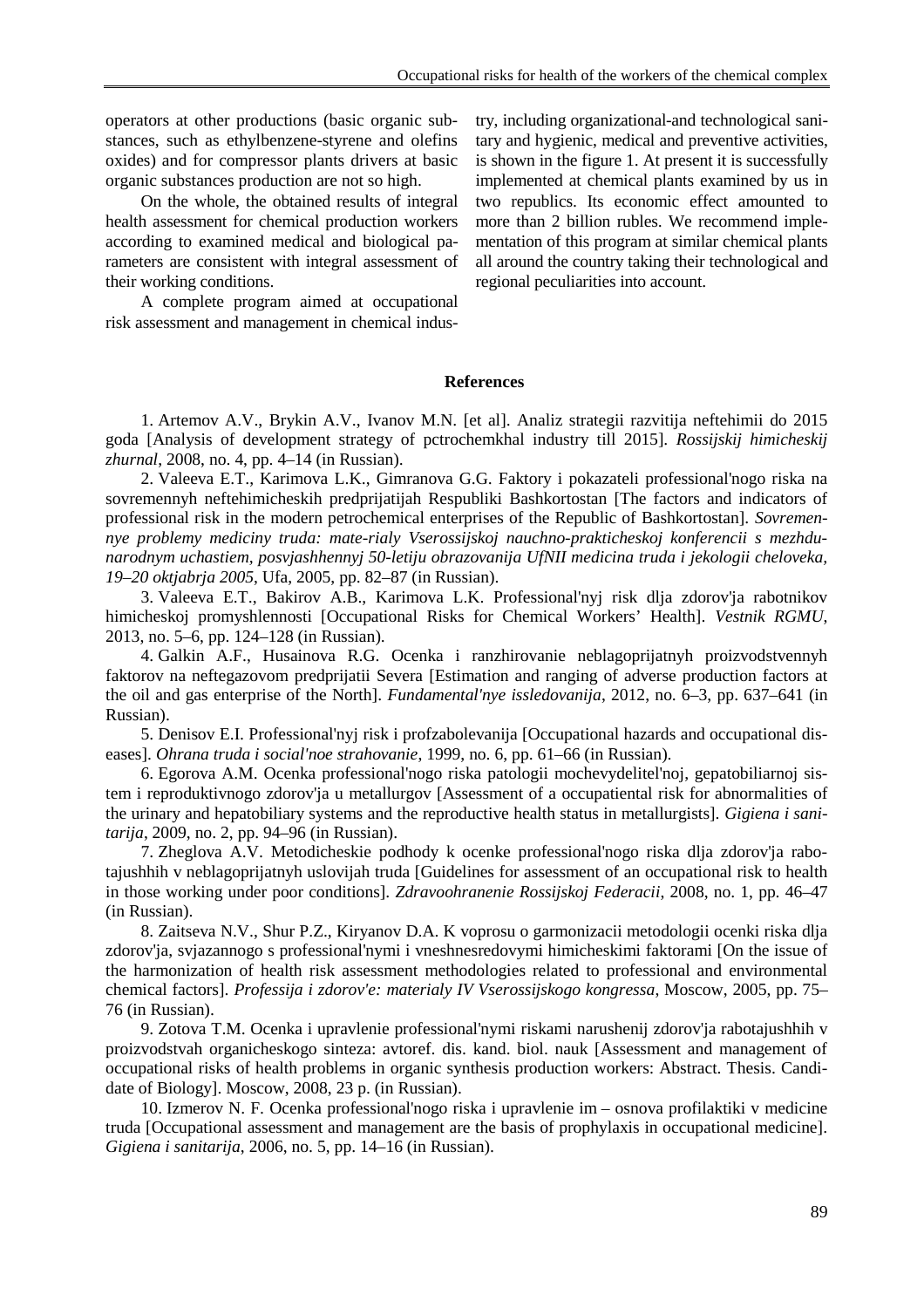operators at other productions (basic organic substances, such as ethylbenzene-styrene and olefins oxides) and for compressor plants drivers at basic organic substances production are not so high.

On the whole, the obtained results of integral health assessment for chemical production workers according to examined medical and biological parameters are consistent with integral assessment of their working conditions.

A complete program aimed at occupational risk assessment and management in chemical industry, including organizational-and technological sanitary and hygienic, medical and preventive activities, is shown in the figure 1. At present it is successfully implemented at chemical plants examined by us in two republics. Its economic effect amounted to more than 2 billion rubles. We recommend implementation of this program at similar chemical plants all around the country taking their technological and regional peculiarities into account.

## References

1. Artemov A.V., Brykin A.V., Ivanov M.N. [et al]. Analiz strategii razvitija neftehimii do 2015 goda [Analysis of development strategy of pctrochemkhal industry till 2015]. *Rossijskij himicheskij zhurnal*, 2008, no. 4, pp. 4–14 (in Russian).

2. Valeeva E.T., Karimova L.K., Gimranova G.G. Faktory i pokazateli professional'nogo riska na sovremennyh neftehimicheskih predprijatijah Respubliki Bashkortostan [The factors and indicators of professional risk in the modern petrochemical enterprises of the Republic of Bashkortostan]. *Sovremennye problemy mediciny truda: mate-rialy Vserossijskoj nauchno-prakticheskoj konferencii s mezhdunarodnym uchastiem, posvjashhennyj 50-letiju obrazovanija UfNII medicina truda i jekologii cheloveka, 19–20 oktjabrja 2005*, Ufa, 2005, pp. 82–87 (in Russian).

3. Valeeva E.T., Bakirov A.B., Karimova L.K. Professional'nyj risk dlja zdorov'ja rabotnikov himicheskoj promyshlennosti [Occupational Risks for Chemical Workers' Health]. *Vestnik RGMU*, 2013, no. 5–6, pp. 124–128 (in Russian).

4. Galkin A.F., Husainova R.G. Ocenka i ranzhirovanie neblagoprijatnyh proizvodstvennyh faktorov na neftegazovom predprijatii Severa [Estimation and ranging of adverse production factors at the oil and gas enterprise of the North]. *Fundamental'nye issledovanija*, 2012, no. 6–3, pp. 637–641 (in Russian).

5. Denisov E.I. Professional'nyj risk i profzabolevanija [Occupational hazards and occupational diseases]. *Ohrana truda i social'noe strahovanie*, 1999, no. 6, pp. 61–66 (in Russian).

6. Egorova A.M. Ocenka professional'nogo riska patologii mochevydelitel'noj, gepatobiliarnoj sistem i reproduktivnogo zdorov'ja u metallurgov [Assessment of a occupatiental risk for abnormalities of the urinary and hepatobiliary systems and the reproductive health status in metallurgists]. *Gigiena i sanitarija*, 2009, no. 2, pp. 94–96 (in Russian).

7. Zheglova A.V. Metodicheskie podhody k ocenke professional'nogo riska dlja zdorov'ja rabotajushhih v neblagoprijatnyh uslovijah truda [Guidelines for assessment of an occupational risk to health in those working under poor conditions]. *Zdravoohranenie Rossijskoj Federacii*, 2008, no. 1, pp. 46–47 (in Russian).

8. Zaitseva N.V., Shur P.Z., Kiryanov D.A. K voprosu o garmonizacii metodologii ocenki riska dlja zdorov'ja, svjazannogo s professional'nymi i vneshnesredovymi himicheskimi faktorami [On the issue of the harmonization of health risk assessment methodologies related to professional and environmental chemical factors]. *Professija i zdorov'e: materialy IV Vserossijskogo kongressa*, Moscow, 2005, pp. 75–76 (in Russian).

9. Zotova T.M. Ocenka i upravlenie professional'nymi riskami narushenij zdorov'ja rabotajushhih v proizvodstvah organicheskogo sinteza: avtoref. dis. kand. biol. nauk [Assessment and management of occupational risks of health problems in organic synthesis production workers: Abstract. Thesis. Candidate of Biology]. Moscow, 2008, 23 p. (in Russian).

10. Izmerov N. F. Ocenka professional'nogo riska i upravlenie im – osnova profilaktiki v medicine truda [Occupational assessment and management are the basis of prophylaxis in occupational medicine]. *Gigiena i sanitarija*, 2006, no. 5, pp. 14–16 (in Russian).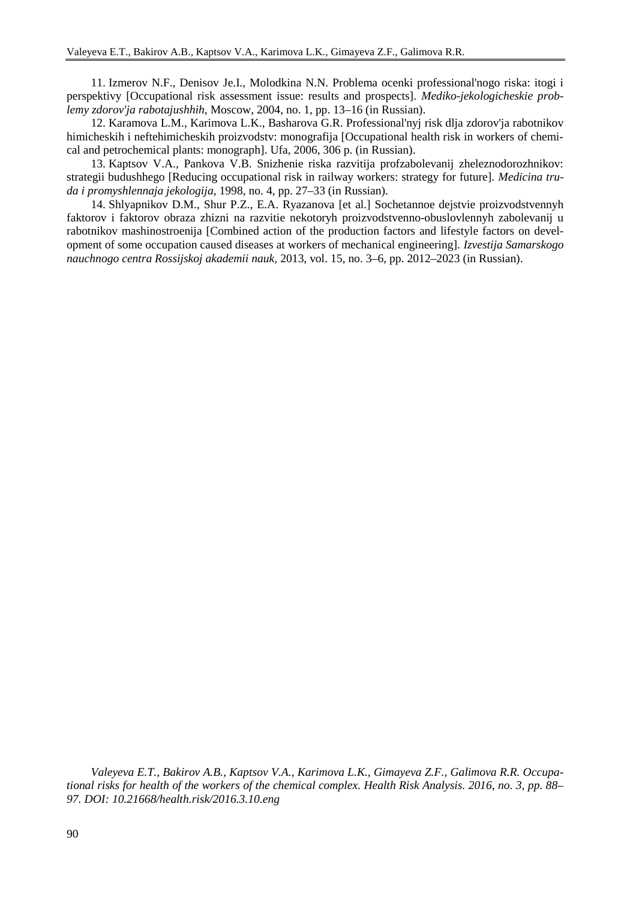11. Izmerov N.F., Denisov Je.I., Molodkina N.N. Problema ocenki professional'nogo riska: itogi i perspektivy [Occupational risk assessment issue: results and prospects]. *Mediko-jekologicheskie problemy zdorov'ja rabotajushhih*, Moscow, 2004, no. 1, pp. 13–16 (in Russian).

12. Karamova L.M., Karimova L.K., Basharova G.R. Professional'nyj risk dlja zdorov'ja rabotnikov himicheskih i neftehimicheskih proizvodstv: monografija [Occupational health risk in workers of chemical and petrochemical plants: monograph]. Ufa, 2006, 306 p. (in Russian).

13. Kaptsov V.A., Pankova V.B. Snizhenie riska razvitija profzabolevanij zheleznodorozhnikov: strategii budushhego [Reducing occupational risk in railway workers: strategy for future]. *Medicina truda i promyshlennaja jekologija*, 1998, no. 4, pp. 27–33 (in Russian).

14. Shlyapnikov D.M., Shur P.Z., E.A. Ryazanova [et al.] Sochetannoe dejstvie proizvodstvennyh faktorov i faktorov obraza zhizni na razvitie nekotoryh proizvodstvenno-obuslovlennyh zabolevanij u rabotnikov mashinostroenija [Combined action of the production factors and lifestyle factors on development of some occupation caused diseases at workers of mechanical engineering]. *Izvestija Samarskogo nauchnogo centra Rossijskoj akademii nauk*, 2013, vol. 15, no. 3–6, pp. 2012–2023 (in Russian).

*Valeyeva E.T., Bakirov A.B., Kaptsov V.A., Karimova L.K., Gimayeva Z.F., Galimova R.R. Occupational risks for health of the workers of the chemical complex. Health Risk Analysis. 2016, no. 3, pp. 88–97. DOI: 10.21668/health.risk/2016.3.10.eng*